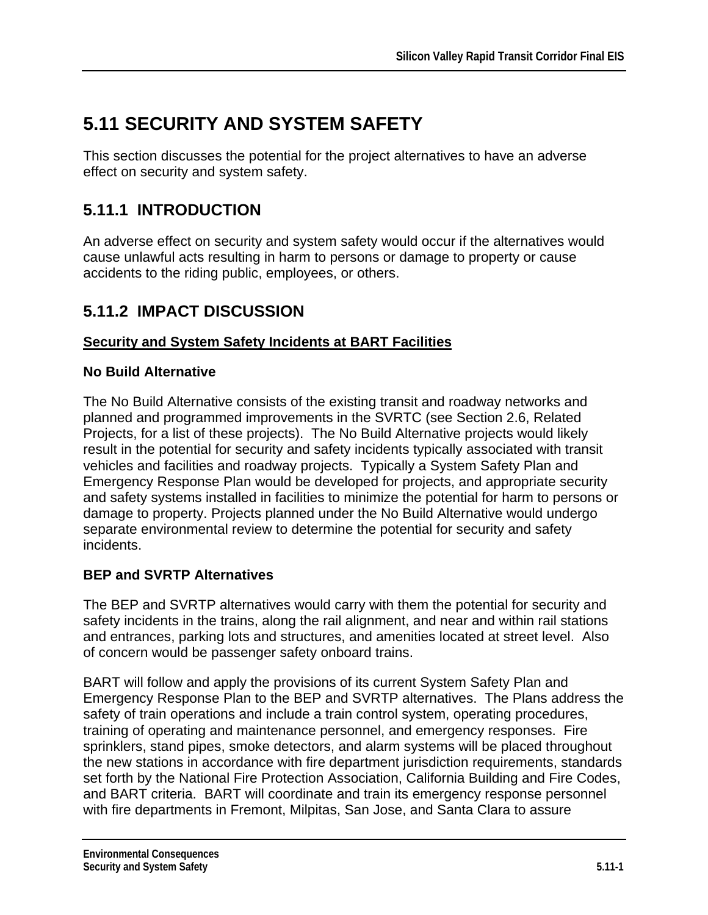# 5.11 SECURITY AND SYSTEM SAFETY

This section discusses the potential for the project alternatives to have an adverse effect on security and system safety.

## 5.11.1 INTRODUCTION

An adverse effect on security and system safety would occur if the alternatives would cause unlawful acts resulting in harm to persons or damage to property or cause accidents to the riding public, employees, or others.

## 5.11.2 IMPACT DISCUSSION

**Security and System Safety Incidents at BART Facilities**

### No Build Alternative

The No Build Alternative consists of the existing transit and roadway networks and planned and programmed improvements in the SVRTC (see Section 2.6, Related Projects, for a list of these projects). The No Build Alternative projects would likely result in the potential for security and safety incidents typically associated with transit vehicles and facilities and roadway projects. Typically a System Safety Plan and Emergency Response Plan would be developed for projects, and appropriate security and safety systems installed in facilities to minimize the potential for harm to persons or damage to property. Projects planned under the No Build Alternative would undergo separate environmental review to determine the potential for security and safety incidents.

### BEP and SVRTP Alternatives

The BEP and SVRTP alternatives would carry with them the potential for security and safety incidents in the trains, along the rail alignment, and near and within rail stations and entrances, parking lots and structures, and amenities located at street level. Also of concern would be passenger safety onboard trains.

BART will follow and apply the provisions of its current System Safety Plan and Emergency Response Plan to the BEP and SVRTP alternatives. The Plans address the safety of train operations and include a train control system, operating procedures, training of operating and maintenance personnel, and emergency responses. Fire sprinklers, stand pipes, smoke detectors, and alarm systems will be placed throughout the new stations in accordance with fire department jurisdiction requirements, standards set forth by the National Fire Protection Association, California Building and Fire Codes, and BART criteria. BART will coordinate and train its emergency response personnel with fire departments in Fremont, Milpitas, San Jose, and Santa Clara to assure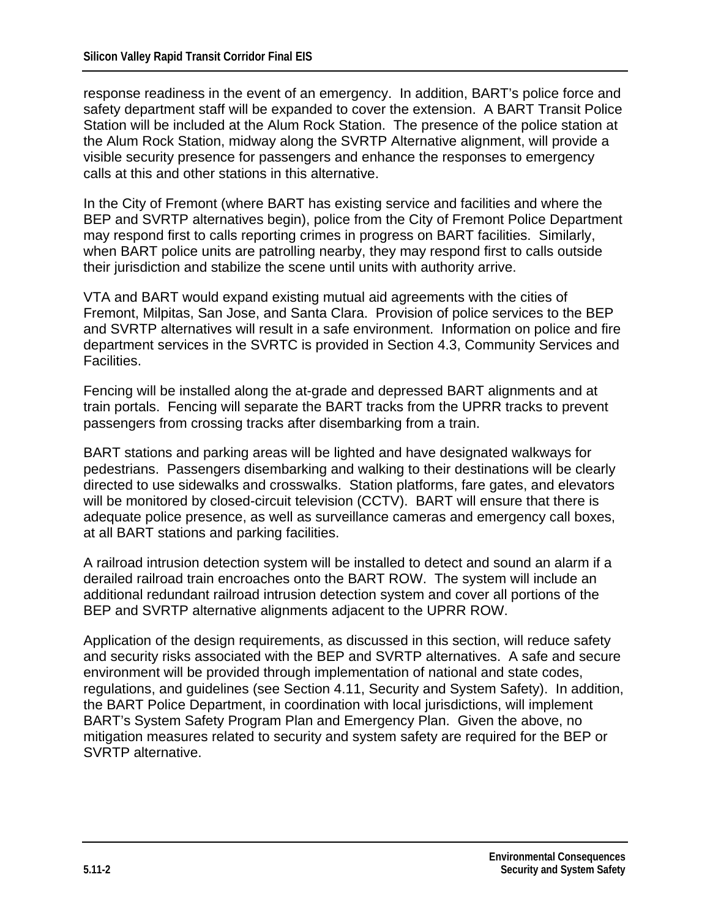response readiness in the event of an emergency. In addition, BART's police force and safety department staff will be expanded to cover the extension. A BART Transit Police Station will be included at the Alum Rock Station. The presence of the police station at the Alum Rock Station, midway along the SVRTP Alternative alignment, will provide a visible security presence for passengers and enhance the responses to emergency calls at this and other stations in this alternative.

In the City of Fremont (where BART has existing service and facilities and where the BEP and SVRTP alternatives begin), police from the City of Fremont Police Department may respond first to calls reporting crimes in progress on BART facilities. Similarly, when BART police units are patrolling nearby, they may respond first to calls outside their jurisdiction and stabilize the scene until units with authority arrive.

VTA and BART would expand existing mutual aid agreements with the cities of Fremont, Milpitas, San Jose, and Santa Clara. Provision of police services to the BEP and SVRTP alternatives will result in a safe environment. Information on police and fire department services in the SVRTC is provided in Section 4.3, Community Services and Facilities.

Fencing will be installed along the at-grade and depressed BART alignments and at train portals. Fencing will separate the BART tracks from the UPRR tracks to prevent passengers from crossing tracks after disembarking from a train.

BART stations and parking areas will be lighted and have designated walkways for pedestrians. Passengers disembarking and walking to their destinations will be clearly directed to use sidewalks and crosswalks. Station platforms, fare gates, and elevators will be monitored by closed-circuit television (CCTV). BART will ensure that there is adequate police presence, as well as surveillance cameras and emergency call boxes, at all BART stations and parking facilities.

A railroad intrusion detection system will be installed to detect and sound an alarm if a derailed railroad train encroaches onto the BART ROW. The system will include an additional redundant railroad intrusion detection system and cover all portions of the BEP and SVRTP alternative alignments adjacent to the UPRR ROW.

Application of the design requirements, as discussed in this section, will reduce safety and security risks associated with the BEP and SVRTP alternatives. A safe and secure environment will be provided through implementation of national and state codes, regulations, and guidelines (see Section 4.11, Security and System Safety). In addition, the BART Police Department, in coordination with local jurisdictions, will implement BART's System Safety Program Plan and Emergency Plan. Given the above, no mitigation measures related to security and system safety are required for the BEP or SVRTP alternative.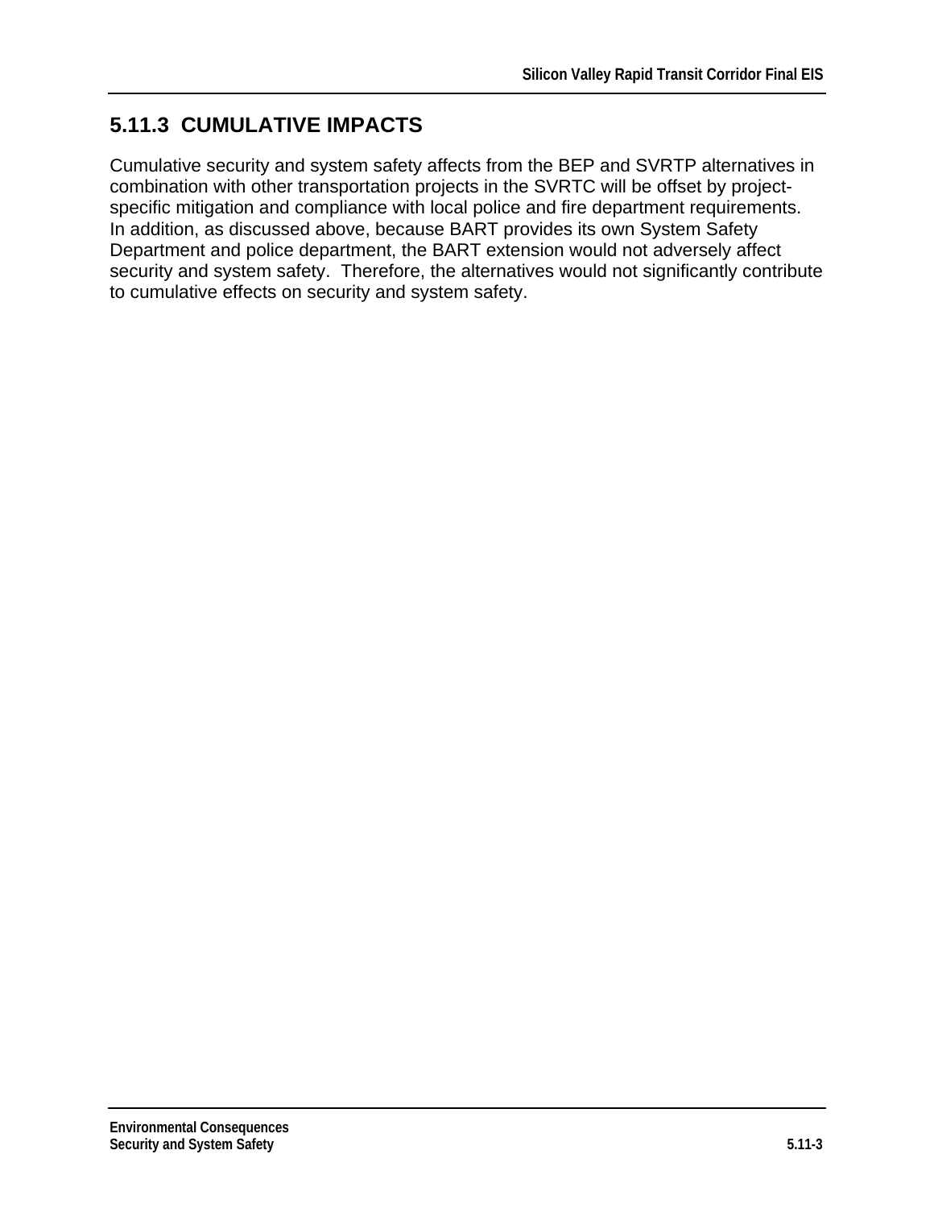### 5.11.3 CUMULATIVE IMPACTS

Cumulative security and system safety affects from the BEP and SVRTP alternatives in combination with other transportation projects in the SVRTC will be offset by project-specific mitigation and compliance with local police and fire department requirements. In addition, as discussed above, because BART provides its own System Safety Department and police department, the BART extension would not adversely affect security and system safety. Therefore, the alternatives would not significantly contribute to cumulative effects on security and system safety.